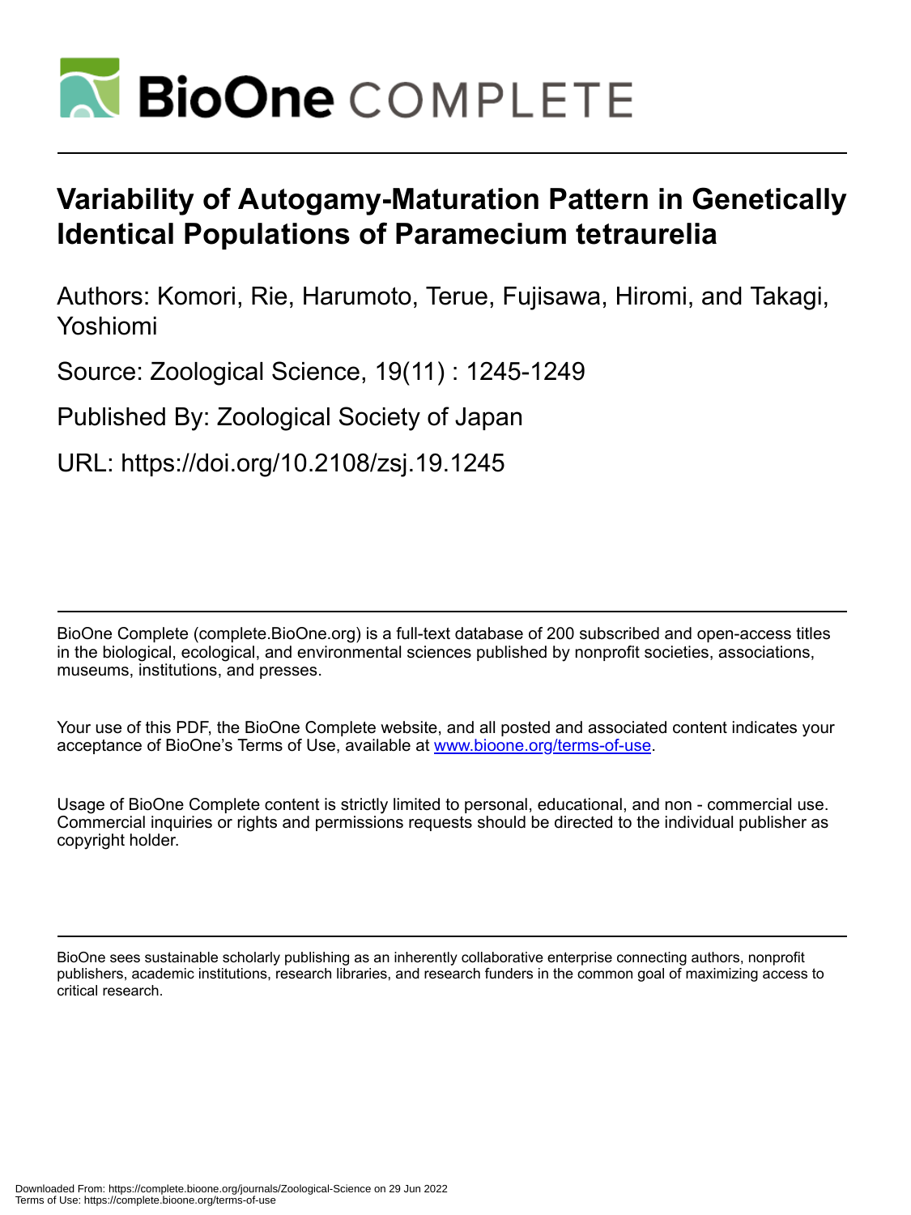# Variability of Autogamy-Maturation Pattern in Genetically Identical Populations of Paramecium tetraurelia

Authors: Komori, Rie, Harumoto, Terue, Fujisawa, Hiromi, and Takagi, Yoshiomi

Source: Zoological Science, 19(11) : 1245-1249

Published By: Zoological Society of Japan

URL: https://doi.org/10.2108/zsj.19.1245

BioOne Complete (complete.BioOne.org) is a full-text database of 200 subscribed and open-access titles in the biological, ecological, and environmental sciences published by nonprofit societies, associations, museums, institutions, and presses.

Your use of this PDF, the BioOne Complete website, and all posted and associated content indicates your acceptance of BioOne's Terms of Use, available at www.bioone.org/terms-of-use.

Usage of BioOne Complete content is strictly limited to personal, educational, and non - commercial use. Commercial inquiries or rights and permissions requests should be directed to the individual publisher as copyright holder.

BioOne sees sustainable scholarly publishing as an inherently collaborative enterprise connecting authors, nonprofit publishers, academic institutions, research libraries, and research funders in the common goal of maximizing access to critical research.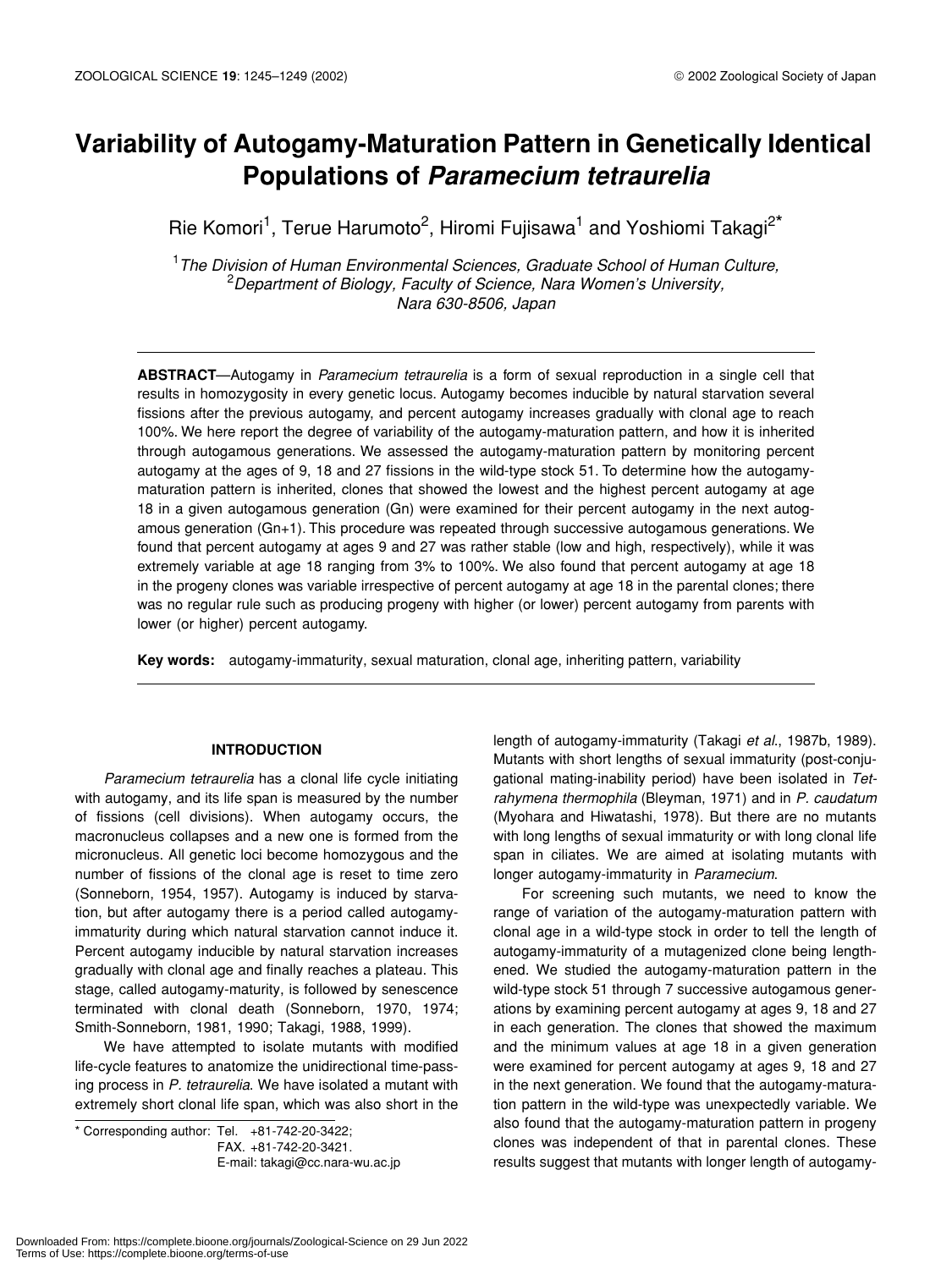# Variability of Autogamy-Maturation Pattern in Genetically Identical Populations of *Paramecium tetraurelia*

Rie Komori[1], Terue Harumoto[2], Hiromi Fujisawa[1] and Yoshiomi Takagi[2]*

[1]*The Division of Human Environmental Sciences, Graduate School of Human Culture,*
[2]*Department of Biology, Faculty of Science, Nara Women's University, Nara 630-8506, Japan*

**ABSTRACT**—Autogamy in *Paramecium tetraurelia* is a form of sexual reproduction in a single cell that results in homozygosity in every genetic locus. Autogamy becomes inducible by natural starvation several fissions after the previous autogamy, and percent autogamy increases gradually with clonal age to reach 100%. We here report the degree of variability of the autogamy-maturation pattern, and how it is inherited through autogamous generations. We assessed the autogamy-maturation pattern by monitoring percent autogamy at the ages of 9, 18 and 27 fissions in the wild-type stock 51. To determine how the autogamy-maturation pattern is inherited, clones that showed the lowest and the highest percent autogamy at age 18 in a given autogamous generation (Gn) were examined for their percent autogamy in the next autogamous generation (Gn+1). This procedure was repeated through successive autogamous generations. We found that percent autogamy at ages 9 and 27 was rather stable (low and high, respectively), while it was extremely variable at age 18 ranging from 3% to 100%. We also found that percent autogamy at age 18 in the progeny clones was variable irrespective of percent autogamy at age 18 in the parental clones; there was no regular rule such as producing progeny with higher (or lower) percent autogamy from parents with lower (or higher) percent autogamy.

**Key words:** autogamy-immaturity, sexual maturation, clonal age, inheriting pattern, variability

## INTRODUCTION

*Paramecium tetraurelia* has a clonal life cycle initiating with autogamy, and its life span is measured by the number of fissions (cell divisions). When autogamy occurs, the macronucleus collapses and a new one is formed from the micronucleus. All genetic loci become homozygous and the number of fissions of the clonal age is reset to time zero (Sonneborn, 1954, 1957). Autogamy is induced by starvation, but after autogamy there is a period called autogamy-immaturity during which natural starvation cannot induce it. Percent autogamy inducible by natural starvation increases gradually with clonal age and finally reaches a plateau. This stage, called autogamy-maturity, is followed by senescence terminated with clonal death (Sonneborn, 1970, 1974; Smith-Sonneborn, 1981, 1990; Takagi, 1988, 1999).

We have attempted to isolate mutants with modified life-cycle features to anatomize the unidirectional time-passing process in *P. tetraurelia*. We have isolated a mutant with extremely short clonal life span, which was also short in the length of autogamy-immaturity (Takagi *et al*., 1987b, 1989). Mutants with short lengths of sexual immaturity (post-conjugational mating-inability period) have been isolated in *Tetrahymena thermophila* (Bleyman, 1971) and in *P. caudatum* (Myohara and Hiwatashi, 1978). But there are no mutants with long lengths of sexual immaturity or with long clonal life span in ciliates. We are aimed at isolating mutants with longer autogamy-immaturity in *Paramecium*.

For screening such mutants, we need to know the range of variation of the autogamy-maturation pattern with clonal age in a wild-type stock in order to tell the length of autogamy-immaturity of a mutagenized clone being lengthened. We studied the autogamy-maturation pattern in the wild-type stock 51 through 7 successive autogamous generations by examining percent autogamy at ages 9, 18 and 27 in each generation. The clones that showed the maximum and the minimum values at age 18 in a given generation were examined for percent autogamy at ages 9, 18 and 27 in the next generation. We found that the autogamy-maturation pattern in the wild-type was unexpectedly variable. We also found that the autogamy-maturation pattern in progeny clones was independent of that in parental clones. These results suggest that mutants with longer length of autogamy-

\* Corresponding author: Tel. +81-742-20-3422;
FAX. +81-742-20-3421.
E-mail: takagi@cc.nara-wu.ac.jp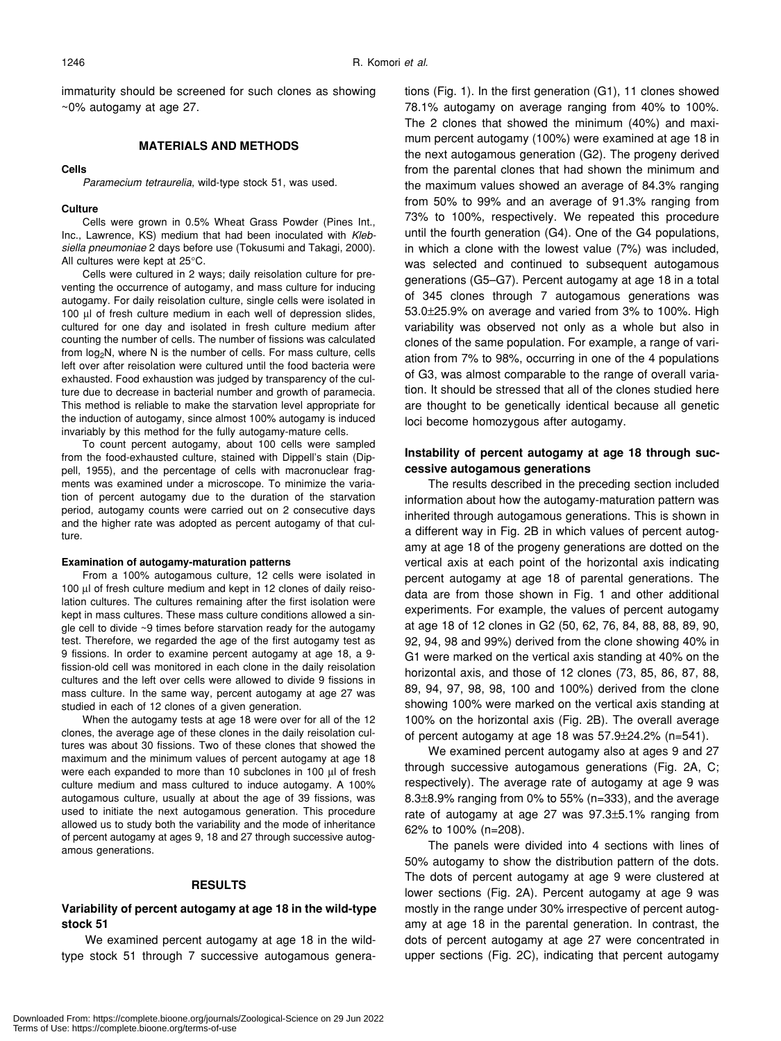immaturity should be screened for such clones as showing ~0% autogamy at age 27.

## MATERIALS AND METHODS

### Cells

*Paramecium tetraurelia*, wild-type stock 51, was used.

### Culture

Cells were grown in 0.5% Wheat Grass Powder (Pines Int., Inc., Lawrence, KS) medium that had been inoculated with *Klebsiella pneumoniae* 2 days before use (Tokusumi and Takagi, 2000). All cultures were kept at 25°C.

Cells were cultured in 2 ways; daily reisolation culture for preventing the occurrence of autogamy, and mass culture for inducing autogamy. For daily reisolation culture, single cells were isolated in 100 µl of fresh culture medium in each well of depression slides, cultured for one day and isolated in fresh culture medium after counting the number of cells. The number of fissions was calculated from $\log_2 N$, where N is the number of cells. For mass culture, cells left over after reisolation were cultured until the food bacteria were exhausted. Food exhaustion was judged by transparency of the culture due to decrease in bacterial number and growth of paramecia. This method is reliable to make the starvation level appropriate for the induction of autogamy, since almost 100% autogamy is induced invariably by this method for the fully autogamy-mature cells.

To count percent autogamy, about 100 cells were sampled from the food-exhausted culture, stained with Dippell's stain (Dippell, 1955), and the percentage of cells with macronuclear fragments was examined under a microscope. To minimize the variation of percent autogamy due to the duration of the starvation period, autogamy counts were carried out on 2 consecutive days and the higher rate was adopted as percent autogamy of that culture.

### Examination of autogamy-maturation patterns

From a 100% autogamous culture, 12 cells were isolated in 100 µl of fresh culture medium and kept in 12 clones of daily reisolation cultures. The cultures remaining after the first isolation were kept in mass cultures. These mass culture conditions allowed a single cell to divide ~9 times before starvation ready for the autogamy test. Therefore, we regarded the age of the first autogamy test as 9 fissions. In order to examine percent autogamy at age 18, a 9-fission-old cell was monitored in each clone in the daily reisolation cultures and the left over cells were allowed to divide 9 fissions in mass culture. In the same way, percent autogamy at age 27 was studied in each of 12 clones of a given generation.

When the autogamy tests at age 18 were over for all of the 12 clones, the average age of these clones in the daily reisolation cultures was about 30 fissions. Two of these clones that showed the maximum and the minimum values of percent autogamy at age 18 were each expanded to more than 10 subclones in 100 µl of fresh culture medium and mass cultured to induce autogamy. A 100% autogamous culture, usually at about the age of 39 fissions, was used to initiate the next autogamous generation. This procedure allowed us to study both the variability and the mode of inheritance of percent autogamy at ages 9, 18 and 27 through successive autogamous generations.

## RESULTS

### Variability of percent autogamy at age 18 in the wild-type stock 51

We examined percent autogamy at age 18 in the wild-type stock 51 through 7 successive autogamous generations (Fig. 1). In the first generation (G1), 11 clones showed 78.1% autogamy on average ranging from 40% to 100%. The 2 clones that showed the minimum (40%) and maximum percent autogamy (100%) were examined at age 18 in the next autogamous generation (G2). The progeny derived from the parental clones that had shown the minimum and the maximum values showed an average of 84.3% ranging from 50% to 99% and an average of 91.3% ranging from 73% to 100%, respectively. We repeated this procedure until the fourth generation (G4). One of the G4 populations, in which a clone with the lowest value (7%) was included, was selected and continued to subsequent autogamous generations (G5–G7). Percent autogamy at age 18 in a total of 345 clones through 7 autogamous generations was 53.0±25.9% on average and varied from 3% to 100%. High variability was observed not only as a whole but also in clones of the same population. For example, a range of variation from 7% to 98%, occurring in one of the 4 populations of G3, was almost comparable to the range of overall variation. It should be stressed that all of the clones studied here are thought to be genetically identical because all genetic loci become homozygous after autogamy.

### Instability of percent autogamy at age 18 through successive autogamous generations

The results described in the preceding section included information about how the autogamy-maturation pattern was inherited through autogamous generations. This is shown in a different way in Fig. 2B in which values of percent autogamy at age 18 of the progeny generations are dotted on the vertical axis at each point of the horizontal axis indicating percent autogamy at age 18 of parental generations. The data are from those shown in Fig. 1 and other additional experiments. For example, the values of percent autogamy at age 18 of 12 clones in G2 (50, 62, 76, 84, 88, 88, 89, 90, 92, 94, 98 and 99%) derived from the clone showing 40% in G1 were marked on the vertical axis standing at 40% on the horizontal axis, and those of 12 clones (73, 85, 86, 87, 88, 89, 94, 97, 98, 98, 100 and 100%) derived from the clone showing 100% were marked on the vertical axis standing at 100% on the horizontal axis (Fig. 2B). The overall average of percent autogamy at age 18 was 57.9±24.2% (n=541).

We examined percent autogamy also at ages 9 and 27 through successive autogamous generations (Fig. 2A, C; respectively). The average rate of autogamy at age 9 was 8.3±8.9% ranging from 0% to 55% (n=333), and the average rate of autogamy at age 27 was 97.3±5.1% ranging from 62% to 100% (n=208).

The panels were divided into 4 sections with lines of 50% autogamy to show the distribution pattern of the dots. The dots of percent autogamy at age 9 were clustered at lower sections (Fig. 2A). Percent autogamy at age 9 was mostly in the range under 30% irrespective of percent autogamy at age 18 in the parental generation. In contrast, the dots of percent autogamy at age 27 were concentrated in upper sections (Fig. 2C), indicating that percent autogamy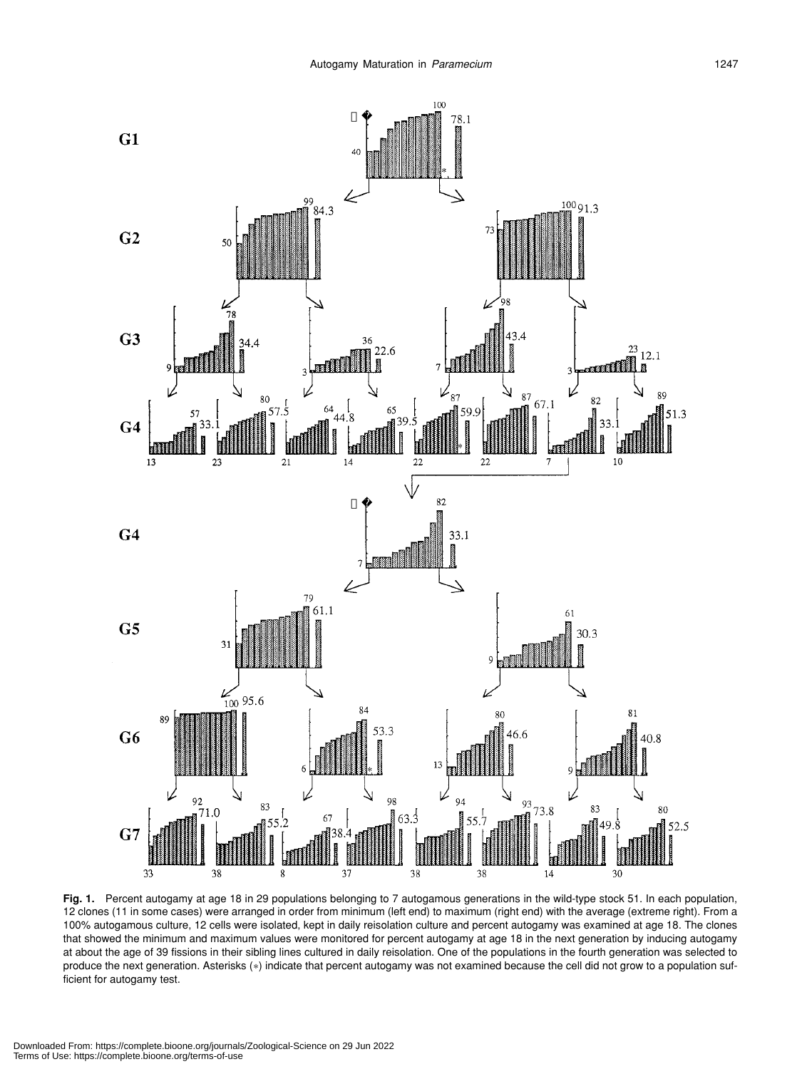Fig. 1. Percent autogamy at age 18 in 29 populations belonging to 7 autogamous generations in the wild-type stock 51. In each population, 12 clones (11 in some cases) were arranged in order from minimum (left end) to maximum (right end) with the average (extreme right). From a 100% autogamous culture, 12 cells were isolated, kept in daily reisolation culture and percent autogamy was examined at age 18. The clones that showed the minimum and maximum values were monitored for percent autogamy at age 18 in the next generation by inducing autogamy at about the age of 39 fissions in their sibling lines cultured in daily reisolation. One of the populations in the fourth generation was selected to produce the next generation. Asterisks (*) indicate that percent autogamy was not examined because the cell did not grow to a population sufficient for autogamy test.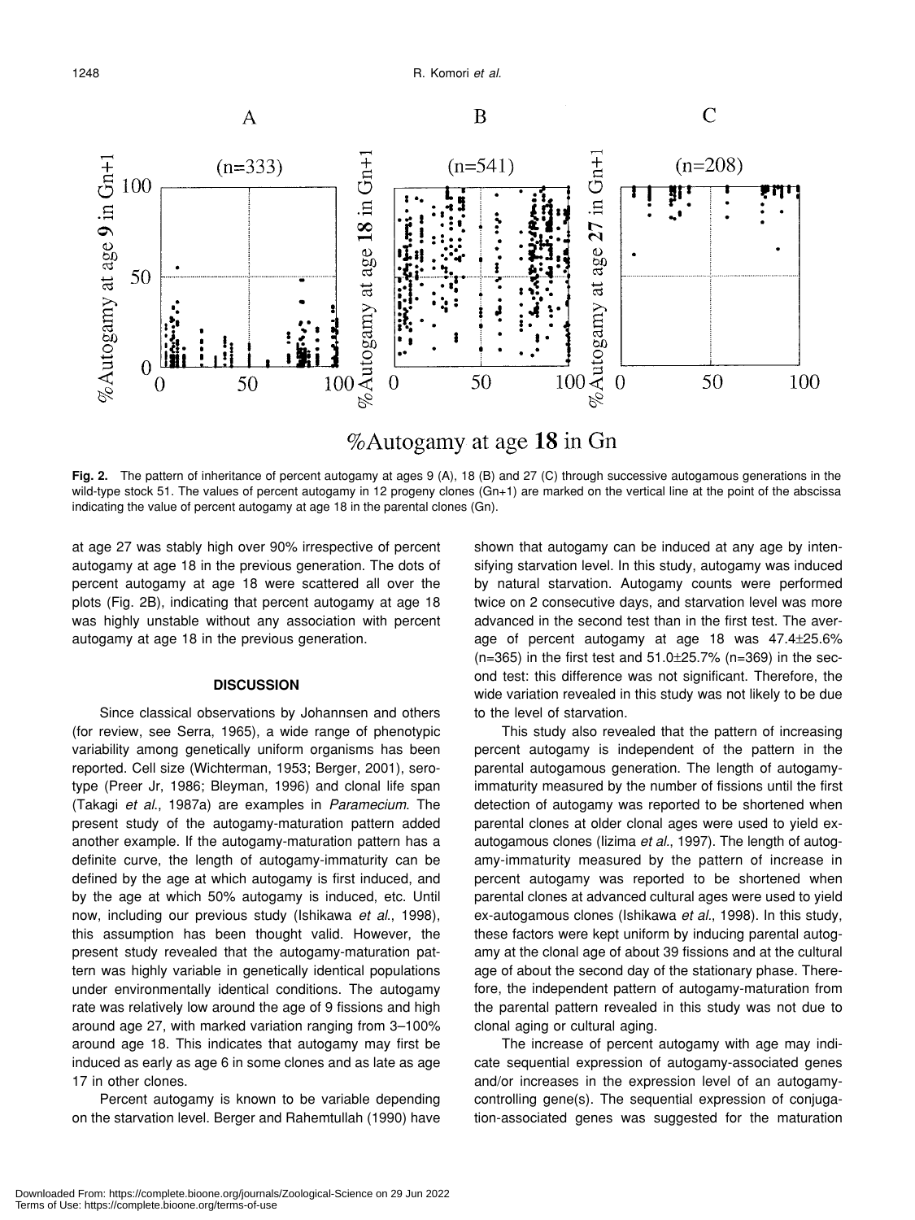**Fig. 2.** The pattern of inheritance of percent autogamy at ages 9 (A), 18 (B) and 27 (C) through successive autogamous generations in the wild-type stock 51. The values of percent autogamy in 12 progeny clones (Gn+1) are marked on the vertical line at the point of the abscissa indicating the value of percent autogamy at age 18 in the parental clones (Gn).

at age 27 was stably high over 90% irrespective of percent autogamy at age 18 in the previous generation. The dots of percent autogamy at age 18 were scattered all over the plots (Fig. 2B), indicating that percent autogamy at age 18 was highly unstable without any association with percent autogamy at age 18 in the previous generation.

## DISCUSSION

Since classical observations by Johannsen and others (for review, see Serra, 1965), a wide range of phenotypic variability among genetically uniform organisms has been reported. Cell size (Wichterman, 1953; Berger, 2001), serotype (Preer Jr, 1986; Bleyman, 1996) and clonal life span (Takagi *et al*., 1987a) are examples in *Paramecium*. The present study of the autogamy-maturation pattern added another example. If the autogamy-maturation pattern has a definite curve, the length of autogamy-immaturity can be defined by the age at which autogamy is first induced, and by the age at which 50% autogamy is induced, etc. Until now, including our previous study (Ishikawa *et al*., 1998), this assumption has been thought valid. However, the present study revealed that the autogamy-maturation pattern was highly variable in genetically identical populations under environmentally identical conditions. The autogamy rate was relatively low around the age of 9 fissions and high around age 27, with marked variation ranging from 3–100% around age 18. This indicates that autogamy may first be induced as early as age 6 in some clones and as late as age 17 in other clones.

Percent autogamy is known to be variable depending on the starvation level. Berger and Rahemtullah (1990) have shown that autogamy can be induced at any age by intensifying starvation level. In this study, autogamy was induced by natural starvation. Autogamy counts were performed twice on 2 consecutive days, and starvation level was more advanced in the second test than in the first test. The average of percent autogamy at age 18 was 47.4±25.6% (n=365) in the first test and 51.0±25.7% (n=369) in the second test: this difference was not significant. Therefore, the wide variation revealed in this study was not likely to be due to the level of starvation.

This study also revealed that the pattern of increasing percent autogamy is independent of the pattern in the parental autogamous generation. The length of autogamy-immaturity measured by the number of fissions until the first detection of autogamy was reported to be shortened when parental clones at older clonal ages were used to yield ex-autogamous clones (Iizima *et al*., 1997). The length of autogamy-immaturity measured by the pattern of increase in percent autogamy was reported to be shortened when parental clones at advanced cultural ages were used to yield ex-autogamous clones (Ishikawa *et al*., 1998). In this study, these factors were kept uniform by inducing parental autogamy at the clonal age of about 39 fissions and at the cultural age of about the second day of the stationary phase. Therefore, the independent pattern of autogamy-maturation from the parental pattern revealed in this study was not due to clonal aging or cultural aging.

The increase of percent autogamy with age may indicate sequential expression of autogamy-associated genes and/or increases in the expression level of an autogamy-controlling gene(s). The sequential expression of conjugation-associated genes was suggested for the maturation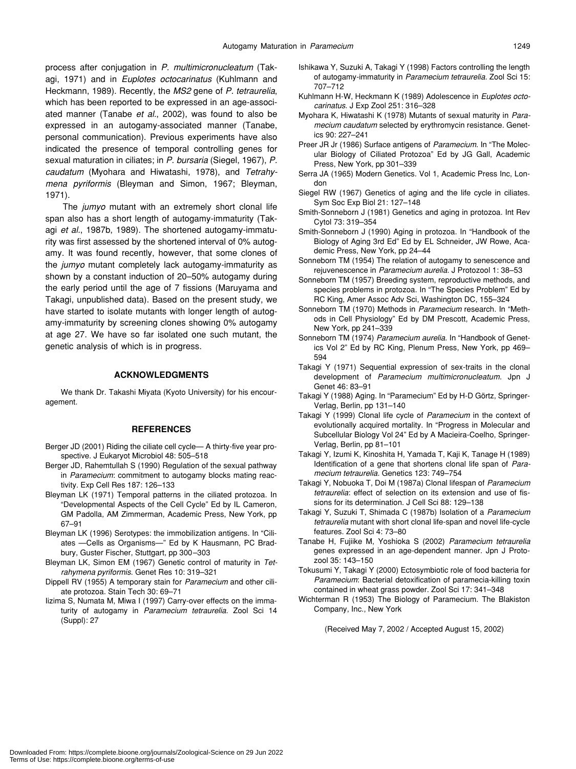process after conjugation in *P. multimicronucleatum* (Takagi, 1971) and in *Euplotes octocarinatus* (Kuhlmann and Heckmann, 1989). Recently, the *MS2* gene of *P. tetraurelia*, which has been reported to be expressed in an age-associated manner (Tanabe *et al*., 2002), was found to also be expressed in an autogamy-associated manner (Tanabe, personal communication). Previous experiments have also indicated the presence of temporal controlling genes for sexual maturation in ciliates; in *P. bursaria* (Siegel, 1967), *P. caudatum* (Myohara and Hiwatashi, 1978), and *Tetrahymena pyriformis* (Bleyman and Simon, 1967; Bleyman, 1971).

The *jumyo* mutant with an extremely short clonal life span also has a short length of autogamy-immaturity (Takagi *et al*., 1987b, 1989). The shortened autogamy-immaturity was first assessed by the shortened interval of 0% autogamy. It was found recently, however, that some clones of the *jumyo* mutant completely lack autogamy-immaturity as shown by a constant induction of 20–50% autogamy during the early period until the age of 7 fissions (Maruyama and Takagi, unpublished data). Based on the present study, we have started to isolate mutants with longer length of autogamy-immaturity by screening clones showing 0% autogamy at age 27. We have so far isolated one such mutant, the genetic analysis of which is in progress.

## ACKNOWLEDGMENTS

We thank Dr. Takashi Miyata (Kyoto University) for his encouragement.

## REFERENCES

- Berger JD (2001) Riding the ciliate cell cycle— A thirty-five year prospective. J Eukaryot Microbiol 48: 505–518
- Berger JD, Rahemtullah S (1990) Regulation of the sexual pathway in *Paramecium*: commitment to autogamy blocks mating reactivity. Exp Cell Res 187: 126–133
- Bleyman LK (1971) Temporal patterns in the ciliated protozoa. In "Developmental Aspects of the Cell Cycle" Ed by IL Cameron, GM Padolla, AM Zimmerman, Academic Press, New York, pp 67–91
- Bleyman LK (1996) Serotypes: the immobilization antigens. In "Ciliates —Cells as Organisms—" Ed by K Hausmann, PC Bradbury, Guster Fischer, Stuttgart, pp 300–303
- Bleyman LK, Simon EM (1967) Genetic control of maturity in *Tetrahymena pyriformis*. Genet Res 10: 319–321
- Dippell RV (1955) A temporary stain for *Paramecium* and other ciliate protozoa. Stain Tech 30: 69–71
- Iizima S, Numata M, Miwa I (1997) Carry-over effects on the immaturity of autogamy in *Paramecium tetraurelia*. Zool Sci 14 (Suppl): 27
- Ishikawa Y, Suzuki A, Takagi Y (1998) Factors controlling the length of autogamy-immaturity in *Paramecium tetraurelia*. Zool Sci 15: 707–712
- Kuhlmann H-W, Heckmann K (1989) Adolescence in *Euplotes octocarinatus*. J Exp Zool 251: 316–328
- Myohara K, Hiwatashi K (1978) Mutants of sexual maturity in *Paramecium caudatum* selected by erythromycin resistance. Genetics 90: 227–241
- Preer JR Jr (1986) Surface antigens of *Paramecium*. In "The Molecular Biology of Ciliated Protozoa" Ed by JG Gall, Academic Press, New York, pp 301–339
- Serra JA (1965) Modern Genetics. Vol 1, Academic Press Inc, London
- Siegel RW (1967) Genetics of aging and the life cycle in ciliates. Sym Soc Exp Biol 21: 127–148
- Smith-Sonneborn J (1981) Genetics and aging in protozoa. Int Rev Cytol 73: 319–354
- Smith-Sonneborn J (1990) Aging in protozoa. In "Handbook of the Biology of Aging 3rd Ed" Ed by EL Schneider, JW Rowe, Academic Press, New York, pp 24–44
- Sonneborn TM (1954) The relation of autogamy to senescence and rejuvenescence in *Paramecium aurelia*. J Protozool 1: 38–53
- Sonneborn TM (1957) Breeding system, reproductive methods, and species problems in protozoa. In "The Species Problem" Ed by RC King, Amer Assoc Adv Sci, Washington DC, 155–324
- Sonneborn TM (1970) Methods in *Paramecium* research. In "Methods in Cell Physiology" Ed by DM Prescott, Academic Press, New York, pp 241–339
- Sonneborn TM (1974) *Paramecium aurelia*. In "Handbook of Genetics Vol 2" Ed by RC King, Plenum Press, New York, pp 469–594
- Takagi Y (1971) Sequential expression of sex-traits in the clonal development of *Paramecium multimicronucleatum*. Jpn J Genet 46: 83–91
- Takagi Y (1988) Aging. In "Paramecium" Ed by H-D Görtz, Springer-Verlag, Berlin, pp 131–140
- Takagi Y (1999) Clonal life cycle of *Paramecium* in the context of evolutionally acquired mortality. In "Progress in Molecular and Subcellular Biology Vol 24" Ed by A Macieira-Coelho, Springer-Verlag, Berlin, pp 81–101
- Takagi Y, Izumi K, Kinoshita H, Yamada T, Kaji K, Tanage H (1989) Identification of a gene that shortens clonal life span of *Paramecium tetraurelia*. Genetics 123: 749–754
- Takagi Y, Nobuoka T, Doi M (1987a) Clonal lifespan of *Paramecium tetraurelia*: effect of selection on its extension and use of fissions for its determination. J Cell Sci 88: 129–138
- Takagi Y, Suzuki T, Shimada C (1987b) Isolation of a *Paramecium tetraurelia* mutant with short clonal life-span and novel life-cycle features. Zool Sci 4: 73–80
- Tanabe H, Fujiike M, Yoshioka S (2002) *Paramecium tetraurelia* genes expressed in an age-dependent manner. Jpn J Protozool 35: 143–150
- Tokusumi Y, Takagi Y (2000) Ectosymbiotic role of food bacteria for *Paramecium*: Bacterial detoxification of paramecia-killing toxin contained in wheat grass powder. Zool Sci 17: 341–348
- Wichterman R (1953) The Biology of Paramecium. The Blakiston Company, Inc., New York

(Received May 7, 2002 / Accepted August 15, 2002)